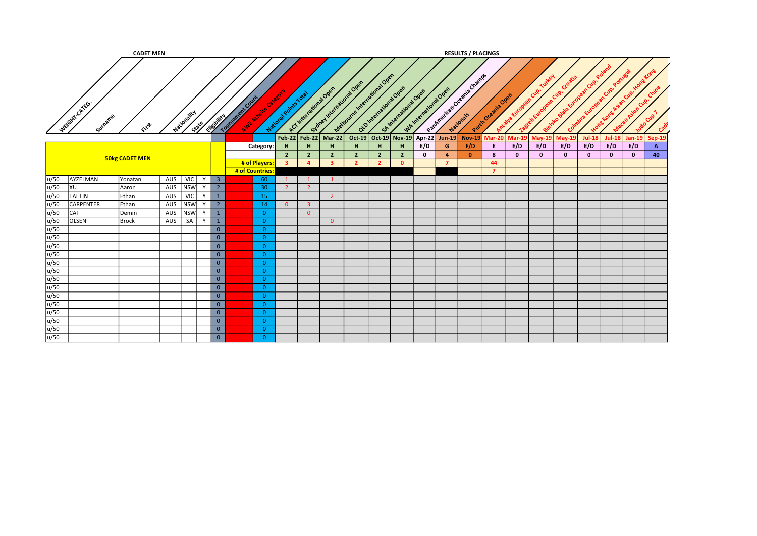**CADET MEN**

**RESULTS / PLACINGS**

| WEIGHT-CATEG. | Surname | First | Nationality | State | Eligibility | Tournament Count | AWE Athlete Category | National Points Total | ACT International Open | Sydney International Open | Melbourne International Open | QLD International Open | SA International Open | WA International Open | PanAmerican-Oceania Champs | Nationals | Perth Oceania Open | Antalya European Cup, Turkey | Zagreb European Cup, Croatia | Bielsko Biala European Cup, Poland | Coimbra European Cup, Portugal | Hong Kong Asian Cup, Hong Kong | Macau Asian Cup, China | Judo Cup 7 | Cade |
|---|---|---|---|---|---|---|---|---|---|---|---|---|---|---|---|---|---|---|---|---|---|---|---|---|---|
| | | | | | | | | | Feb-22 | Feb-22 | Mar-22 | Oct-19 | Oct-19 | Nov-19 | Apr-22 | Jun-19 | Nov-19 | Mar-20 | Mar-19 | May-19 | May-19 | Jul-18 | Jul-18 | Jan-19 | Sep-19 |
| **50kg CADET MEN** | | | | | | | | Category: | H | H | H | H | H | H | E/D | G | F/D | E | E/D | E/D | E/D | E/D | E/D | E/D | A |
| | | | | | | | | | 2 | 2 | 2 | 2 | 2 | 2 | 0 | 4 | 0 | 8 | 0 | 0 | 0 | 0 | 0 | 0 | 40 |
| | | | | | | | | # of Players: | 3 | 4 | 3 | 2 | 2 | 0 | | 7 | | 44 | | | | | | | |
| | | | | | | | | # of Countries: | | | | | | | | | | 7 | | | | | | | |
| u/50 | AYZELMAN | Yonatan | AUS | VIC | Y | 3 | | 60 | 1 | 1 | 1 | | | | | | | | | | | | | | |
| u/50 | XU | Aaron | AUS | NSW | Y | 2 | | 30 | 2 | 2 | | | | | | | | | | | | | | | |
| u/50 | TAI TIN | Ethan | AUS | VIC | Y | 1 | | 15 | | | 2 | | | | | | | | | | | | | | |
| u/50 | CARPENTER | Ethan | AUS | NSW | Y | 2 | | 14 | 0 | 3 | | | | | | | | | | | | | | | |
| u/50 | CAI | Demin | AUS | NSW | Y | 1 | | 0 | | 0 | | | | | | | | | | | | | | | |
| u/50 | OLSEN | Brock | AUS | SA | Y | 1 | | 0 | | | 0 | | | | | | | | | | | | | | |
| u/50 | | | | | | 0 | | 0 | | | | | | | | | | | | | | | | | |
| u/50 | | | | | | 0 | | 0 | | | | | | | | | | | | | | | | | |
| u/50 | | | | | | 0 | | 0 | | | | | | | | | | | | | | | | | |
| u/50 | | | | | | 0 | | 0 | | | | | | | | | | | | | | | | | |
| u/50 | | | | | | 0 | | 0 | | | | | | | | | | | | | | | | | |
| u/50 | | | | | | 0 | | 0 | | | | | | | | | | | | | | | | | |
| u/50 | | | | | | 0 | | 0 | | | | | | | | | | | | | | | | | |
| u/50 | | | | | | 0 | | 0 | | | | | | | | | | | | | | | | | |
| u/50 | | | | | | 0 | | 0 | | | | | | | | | | | | | | | | | |
| u/50 | | | | | | 0 | | 0 | | | | | | | | | | | | | | | | | |
| u/50 | | | | | | 0 | | 0 | | | | | | | | | | | | | | | | | |
| u/50 | | | | | | 0 | | 0 | | | | | | | | | | | | | | | | | |
| u/50 | | | | | | 0 | | 0 | | | | | | | | | | | | | | | | | |
| u/50 | | | | | | 0 | | 0 | | | | | | | | | | | | | | | | | |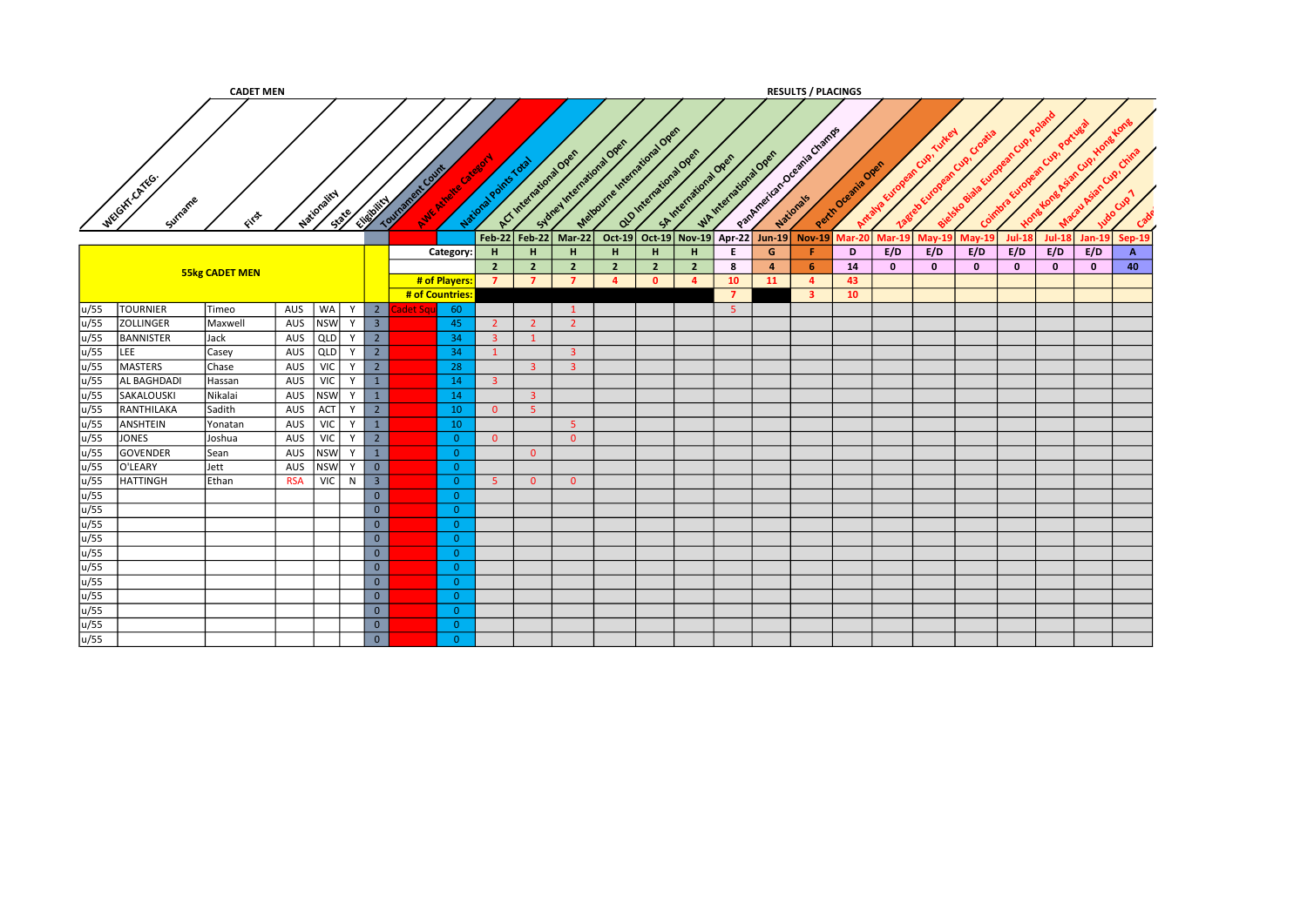**CADET MEN** | **RESULTS / PLACINGS**

| WEIGHT-CATEG. | Surname | First | Nationality | State | Eligibility | Tournament Count | AWE Athlete Category | National Points Total | ACT International Open | Sydney International Open | Melbourne International Open | QLD International Open | SA International Open | WA International Open | PanAmerican-Oceania Champs | Nationals | Perth Oceania Open | Antalya European Cup, Turkey | Zagreb European Cup, Croatia | Bielsko Biala European Cup, Poland | Coimbra European Cup, Portugal | Hong Kong Asian Cup, Hong Kong | Macau Asian Cup, China | Judo Cup 7 | Cade |
|---|---|---|---|---|---|---|---|---|---|---|---|---|---|---|---|---|---|---|---|---|---|---|---|---|---|
| | | | | | | | | | Feb-22 | Feb-22 | Mar-22 | Oct-19 | Oct-19 | Nov-19 | Apr-22 | Jun-19 | Nov-19 | Mar-20 | Mar-19 | May-19 | May-19 | Jul-18 | Jul-18 | Jan-19 | Sep-19 |
| **55kg CADET MEN** | | | | | | | | Category: | H | H | H | H | H | H | E | G | F | D | E/D | E/D | E/D | E/D | E/D | E/D | A |
| | | | | | | | | | 2 | 2 | 2 | 2 | 2 | 2 | 8 | 4 | 6 | 14 | 0 | 0 | 0 | 0 | 0 | 0 | 40 |
| | | | | | | | | # of Players: | 7 | 7 | 7 | 4 | 0 | 4 | 10 | 11 | 4 | 43 | | | | | | | |
| | | | | | | | | # of Countries: | | | | | | | 7 | | 3 | 10 | | | | | | | |
| u/55 | TOURNIER | Timeo | AUS | WA | Y | 2 | Cadet Squ | 60 | | | 1 | | | | 5 | | | | | | | | | | |
| u/55 | ZOLLINGER | Maxwell | AUS | NSW | Y | 3 | | 45 | 2 | 2 | 2 | | | | | | | | | | | | | | |
| u/55 | BANNISTER | Jack | AUS | QLD | Y | 2 | | 34 | 3 | 1 | | | | | | | | | | | | | | | |
| u/55 | LEE | Casey | AUS | QLD | Y | 2 | | 34 | 1 | | 3 | | | | | | | | | | | | | | |
| u/55 | MASTERS | Chase | AUS | VIC | Y | 2 | | 28 | | 3 | 3 | | | | | | | | | | | | | | |
| u/55 | AL BAGHDADI | Hassan | AUS | VIC | Y | 1 | | 14 | 3 | | | | | | | | | | | | | | | | |
| u/55 | SAKALOUSKI | Nikalai | AUS | NSW | Y | 1 | | 14 | | 3 | | | | | | | | | | | | | | | |
| u/55 | RANTHILAKA | Sadith | AUS | ACT | Y | 2 | | 10 | 0 | 5 | | | | | | | | | | | | | | | |
| u/55 | ANSHTEIN | Yonatan | AUS | VIC | Y | 1 | | 10 | | | 5 | | | | | | | | | | | | | | |
| u/55 | JONES | Joshua | AUS | VIC | Y | 2 | | 0 | 0 | | 0 | | | | | | | | | | | | | | |
| u/55 | GOVENDER | Sean | AUS | NSW | Y | 1 | | 0 | | 0 | | | | | | | | | | | | | | | |
| u/55 | O'LEARY | Jett | AUS | NSW | Y | 0 | | 0 | | | | | | | | | | | | | | | | | |
| u/55 | HATTINGH | Ethan | RSA | VIC | N | 3 | | 0 | 5 | 0 | 0 | | | | | | | | | | | | | | |
| u/55 | | | | | | 0 | | 0 | | | | | | | | | | | | | | | | | |
| u/55 | | | | | | 0 | | 0 | | | | | | | | | | | | | | | | | |
| u/55 | | | | | | 0 | | 0 | | | | | | | | | | | | | | | | | |
| u/55 | | | | | | 0 | | 0 | | | | | | | | | | | | | | | | | |
| u/55 | | | | | | 0 | | 0 | | | | | | | | | | | | | | | | | |
| u/55 | | | | | | 0 | | 0 | | | | | | | | | | | | | | | | | |
| u/55 | | | | | | 0 | | 0 | | | | | | | | | | | | | | | | | |
| u/55 | | | | | | 0 | | 0 | | | | | | | | | | | | | | | | | |
| u/55 | | | | | | 0 | | 0 | | | | | | | | | | | | | | | | | |
| u/55 | | | | | | 0 | | 0 | | | | | | | | | | | | | | | | | |
| u/55 | | | | | | 0 | | 0 | | | | | | | | | | | | | | | | | |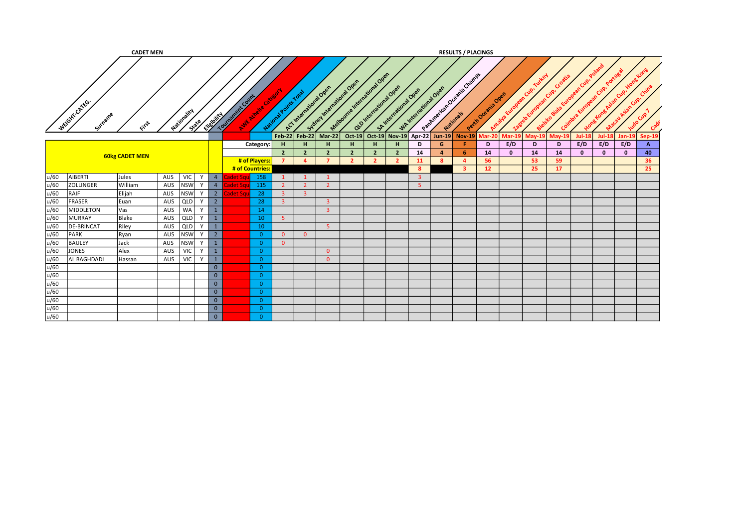**CADET MEN**

**RESULTS / PLACINGS**

| WEIGHT-CATEG. | Surname | First | Nationality | State | Eligibility | Tournament Count | AWE Athlete Category | National Points Total | ACT International Open | Sydney International Open | Melbourne International Open | QLD International Open | SA International Open | WA International Open | PanAmerican-Oceania Champs | Nationals | Perth Oceania Open | Antalya European Cup, Turkey | Zagreb European Cup, Croatia | Bielsko Biala European Cup, Poland | Coimbra European Cup, Portugal | Hong Kong Asian Cup, Hong Kong | Macau Asian Cup, China | Judo Cup 7 | Cade |
|---|---|---|---|---|---|---|---|---|---|---|---|---|---|---|---|---|---|---|---|---|---|---|---|---|---|
| | | | | | | | | | Feb-22 | Feb-22 | Mar-22 | Oct-19 | Oct-19 | Nov-19 | Apr-22 | Jun-19 | Nov-19 | Mar-20 | Mar-19 | May-19 | May-19 | Jul-18 | Jul-18 | Jan-19 | Sep-19 |
| **60kg CADET MEN** | | | | | | | | **Category:** | H | H | H | H | H | H | D | G | F | D | E/D | D | D | E/D | E/D | E/D | A |
| | | | | | | | | | 2 | 2 | 2 | 2 | 2 | 2 | 14 | 4 | 6 | 14 | 0 | 14 | 14 | 0 | 0 | 0 | 40 |
| | | | | | | | | **# of Players:** | 7 | 4 | 7 | 2 | 2 | 2 | 11 | 8 | 4 | 56 | | 53 | 59 | | | | 36 |
| | | | | | | | | **# of Countries:** | | | | | | | 8 | | 3 | 12 | | 25 | 17 | | | | 25 |
| u/60 | AIBERTI | Jules | AUS | VIC | Y | 4 | Cadet Squ | 158 | 1 | 1 | 1 | | | | 3 | | | | | | | | | | |
| u/60 | ZOLLINGER | William | AUS | NSW | Y | 4 | Cadet Squ | 115 | 2 | 2 | 2 | | | | 5 | | | | | | | | | | |
| u/60 | RAIF | Elijah | AUS | NSW | Y | 2 | Cadet Squ | 28 | 3 | 3 | | | | | | | | | | | | | | | |
| u/60 | FRASER | Euan | AUS | QLD | Y | 2 | | 28 | 3 | | 3 | | | | | | | | | | | | | | |
| u/60 | MIDDLETON | Vas | AUS | WA | Y | 1 | | 14 | | | 3 | | | | | | | | | | | | | | |
| u/60 | MURRAY | Blake | AUS | QLD | Y | 1 | | 10 | 5 | | | | | | | | | | | | | | | | |
| u/60 | DE-BRINCAT | Riley | AUS | QLD | Y | 1 | | 10 | | | 5 | | | | | | | | | | | | | | |
| u/60 | PARK | Ryan | AUS | NSW | Y | 2 | | 0 | 0 | 0 | | | | | | | | | | | | | | | |
| u/60 | BAULEY | Jack | AUS | NSW | Y | 1 | | 0 | 0 | | | | | | | | | | | | | | | | |
| u/60 | JONES | Alex | AUS | VIC | Y | 1 | | 0 | | | 0 | | | | | | | | | | | | | | |
| u/60 | AL BAGHDADI | Hassan | AUS | VIC | Y | 1 | | 0 | | | 0 | | | | | | | | | | | | | | |
| u/60 | | | | | | 0 | | 0 | | | | | | | | | | | | | | | | | |
| u/60 | | | | | | 0 | | 0 | | | | | | | | | | | | | | | | | |
| u/60 | | | | | | 0 | | 0 | | | | | | | | | | | | | | | | | |
| u/60 | | | | | | 0 | | 0 | | | | | | | | | | | | | | | | | |
| u/60 | | | | | | 0 | | 0 | | | | | | | | | | | | | | | | | |
| u/60 | | | | | | 0 | | 0 | | | | | | | | | | | | | | | | | |
| u/60 | | | | | | 0 | | 0 | | | | | | | | | | | | | | | | | |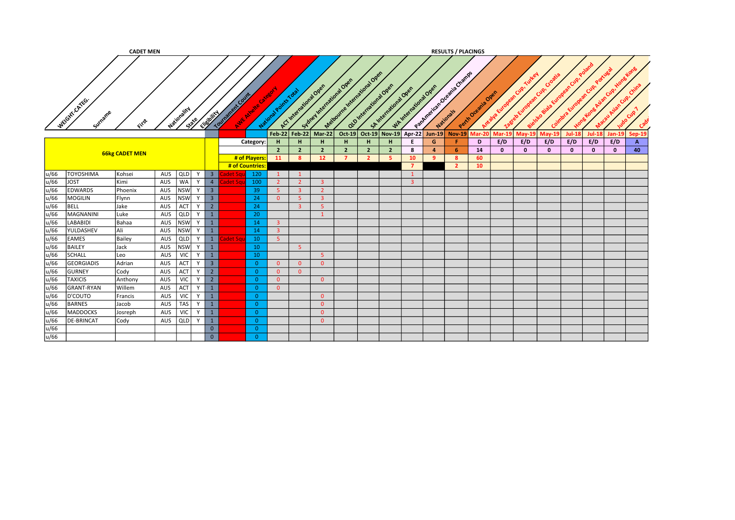**CADET MEN** | **RESULTS / PLACINGS**

| WEIGHT-CATEG. | Surname | First | Nationality | State | Eligibility | Tournament Count | AWE Athelte Category | National Points Total | ACT International Open | Sydney International Open | Melbourne International Open | QLD International Open | SA International Open | WA International Open | PanAmerican-Oceania Champs | Nationals | Perth Oceania Open | Antalya European Cup, Turkey | Zagreb European Cup, Croatia | Bielsko Biala European Cup, Poland | Coimbra European Cup, Portugal | Hong Kong Asian Cup, Hong Kong | Macau Asian Cup, China | Judo Cup 7 | Cade |
|---|---|---|---|---|---|---|---|---|---|---|---|---|---|---|---|---|---|---|---|---|---|---|---|---|---|
| | | | | | | | | | Feb-22 | Feb-22 | Mar-22 | Oct-19 | Oct-19 | Nov-19 | Apr-22 | Jun-19 | Nov-19 | Mar-20 | Mar-19 | May-19 | May-19 | Jul-18 | Jul-18 | Jan-19 | Sep-19 |
| **66kg CADET MEN** | | | | | | | | Category: | H | H | H | H | H | H | E | G | F | D | E/D | E/D | E/D | E/D | E/D | E/D | A |
| | | | | | | | | | 2 | 2 | 2 | 2 | 2 | 2 | 8 | 4 | 6 | 14 | 0 | 0 | 0 | 0 | 0 | 0 | 40 |
| | | | | | | | | # of Players: | 11 | 8 | 12 | 7 | 2 | 5 | 10 | 9 | 8 | 60 | | | | | | | |
| | | | | | | | | # of Countries: | | | | | | | 7 | | 2 | 10 | | | | | | | |
| u/66 | TOYOSHIMA | Kohsei | AUS | QLD | Y | 3 | Cadet Squ | 120 | 1 | 1 | | | | | 1 | | | | | | | | | | |
| u/66 | JOST | Kimi | AUS | WA | Y | 4 | Cadet Squ | 100 | 2 | 2 | 3 | | | | 3 | | | | | | | | | | |
| u/66 | EDWARDS | Phoenix | AUS | NSW | Y | 3 | | 39 | 5 | 3 | 2 | | | | | | | | | | | | | | |
| u/66 | MOGILIN | Flynn | AUS | NSW | Y | 3 | | 24 | 0 | 5 | 3 | | | | | | | | | | | | | | |
| u/66 | BELL | Jake | AUS | ACT | Y | 2 | | 24 | | 3 | 5 | | | | | | | | | | | | | | |
| u/66 | MAGNANINI | Luke | AUS | QLD | Y | 1 | | 20 | | | 1 | | | | | | | | | | | | | | |
| u/66 | LABABIDI | Bahaa | AUS | NSW | Y | 1 | | 14 | 3 | | | | | | | | | | | | | | | | |
| u/66 | YULDASHEV | Ali | AUS | NSW | Y | 1 | | 14 | 3 | | | | | | | | | | | | | | | | |
| u/66 | EAMES | Bailey | AUS | QLD | Y | 1 | Cadet Squ | 10 | 5 | | | | | | | | | | | | | | | | |
| u/66 | BAILEY | Jack | AUS | NSW | Y | 1 | | 10 | | 5 | | | | | | | | | | | | | | | |
| u/66 | SCHALL | Leo | AUS | VIC | Y | 1 | | 10 | | | 5 | | | | | | | | | | | | | | |
| u/66 | GEORGIADIS | Adrian | AUS | ACT | Y | 3 | | 0 | 0 | 0 | 0 | | | | | | | | | | | | | | |
| u/66 | GURNEY | Cody | AUS | ACT | Y | 2 | | 0 | 0 | 0 | | | | | | | | | | | | | | | |
| u/66 | TAXICIS | Anthony | AUS | VIC | Y | 2 | | 0 | 0 | | 0 | | | | | | | | | | | | | | |
| u/66 | GRANT-RYAN | Willem | AUS | ACT | Y | 1 | | 0 | 0 | | | | | | | | | | | | | | | | |
| u/66 | D'COUTO | Francis | AUS | VIC | Y | 1 | | 0 | | | 0 | | | | | | | | | | | | | | |
| u/66 | BARNES | Jacob | AUS | TAS | Y | 1 | | 0 | | | 0 | | | | | | | | | | | | | | |
| u/66 | MADDOCKS | Josreph | AUS | VIC | Y | 1 | | 0 | | | 0 | | | | | | | | | | | | | | |
| u/66 | DE-BRINCAT | Cody | AUS | QLD | Y | 1 | | 0 | | | 0 | | | | | | | | | | | | | | |
| u/66 | | | | | | 0 | | 0 | | | | | | | | | | | | | | | | | |
| u/66 | | | | | | 0 | | 0 | | | | | | | | | | | | | | | | | |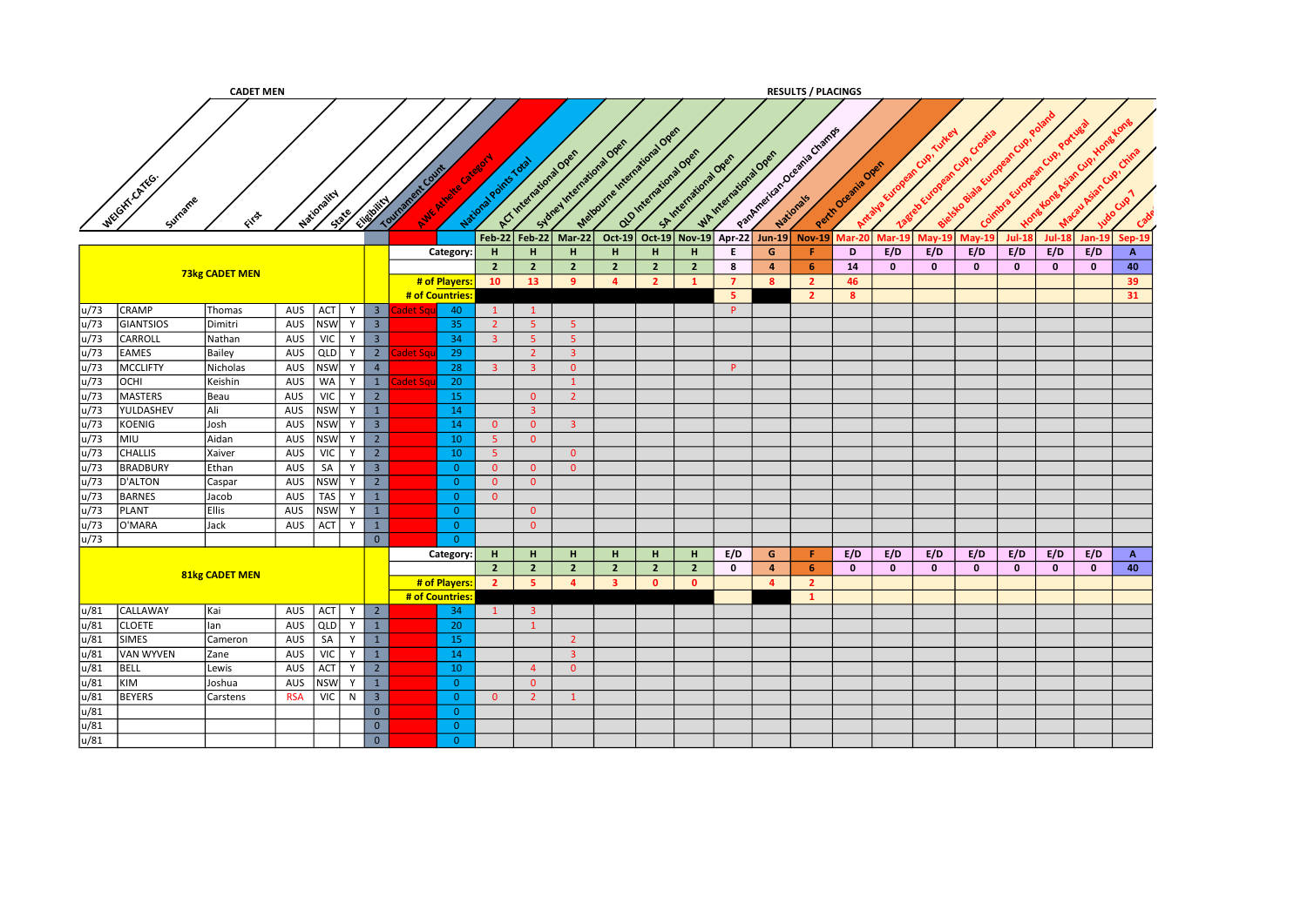**CADET MEN**

**RESULTS / PLACINGS**

| WEIGHT-CATEG. | Surname | First | Nationality | State | Eligibility | Tournament Count | AWE Athlete Category | National Points Total | ACT International Open | Sydney International Open | Melbourne International Open | QLD International Open | SA International Open | WA International Open | PanAmerican-Oceania Champs | Nationals | Perth Oceania Open | Antalya European Cup, Turkey | Zagreb European Cup, Croatia | Bielsko Biala European Cup, Poland | Coimbra European Cup, Portugal | Hong Kong Asian Cup, Hong Kong | Macau Asian Cup, China | Judo Cup 7 | Cade |
|---|---|---|---|---|---|---|---|---|---|---|---|---|---|---|---|---|---|---|---|---|---|---|---|---|---|
| | | | | | | | | | Feb-22 | Feb-22 | Mar-22 | Oct-19 | Oct-19 | Nov-19 | Apr-22 | Jun-19 | Nov-19 | Mar-20 | Mar-19 | May-19 | May-19 | Jul-18 | Jul-18 | Jan-19 | Sep-19 |
| **73kg CADET MEN** | | | | | | | | Category: | H | H | H | H | H | H | E | G | F | D | E/D | E/D | E/D | E/D | E/D | E/D | A |
| | | | | | | | | | 2 | 2 | 2 | 2 | 2 | 2 | 8 | 4 | 6 | 14 | 0 | 0 | 0 | 0 | 0 | 0 | 40 |
| | | | | | | | | # of Players: | 10 | 13 | 9 | 4 | 2 | 1 | 7 | 8 | 2 | 46 | | | | | | | 39 |
| | | | | | | | | # of Countries: | | | | | | | 5 | | 2 | 8 | | | | | | | 31 |
| u/73 | CRAMP | Thomas | AUS | ACT | Y | 3 | Cadet Squ | 40 | 1 | 1 | | | | | P | | | | | | | | | | |
| u/73 | GIANTSIOS | Dimitri | AUS | NSW | Y | 3 | | 35 | 2 | 5 | 5 | | | | | | | | | | | | | | |
| u/73 | CARROLL | Nathan | AUS | VIC | Y | 3 | | 34 | 3 | 5 | 5 | | | | | | | | | | | | | | |
| u/73 | EAMES | Bailey | AUS | QLD | Y | 2 | Cadet Squ | 29 | | 2 | 3 | | | | | | | | | | | | | | |
| u/73 | MCCLIFTY | Nicholas | AUS | NSW | Y | 4 | | 28 | 3 | 3 | 0 | | | | P | | | | | | | | | | |
| u/73 | OCHI | Keishin | AUS | WA | Y | 1 | Cadet Squ | 20 | | | 1 | | | | | | | | | | | | | | |
| u/73 | MASTERS | Beau | AUS | VIC | Y | 2 | | 15 | | 0 | 2 | | | | | | | | | | | | | | |
| u/73 | YULDASHEV | Ali | AUS | NSW | Y | 1 | | 14 | | 3 | | | | | | | | | | | | | | | |
| u/73 | KOENIG | Josh | AUS | NSW | Y | 3 | | 14 | 0 | 0 | 3 | | | | | | | | | | | | | | |
| u/73 | MIU | Aidan | AUS | NSW | Y | 2 | | 10 | 5 | 0 | | | | | | | | | | | | | | | |
| u/73 | CHALLIS | Xaiver | AUS | VIC | Y | 2 | | 10 | 5 | | 0 | | | | | | | | | | | | | | |
| u/73 | BRADBURY | Ethan | AUS | SA | Y | 3 | | 0 | 0 | 0 | 0 | | | | | | | | | | | | | | |
| u/73 | D'ALTON | Caspar | AUS | NSW | Y | 2 | | 0 | 0 | 0 | | | | | | | | | | | | | | | |
| u/73 | BARNES | Jacob | AUS | TAS | Y | 1 | | 0 | 0 | | | | | | | | | | | | | | | | |
| u/73 | PLANT | Ellis | AUS | NSW | Y | 1 | | 0 | | 0 | | | | | | | | | | | | | | | |
| u/73 | O'MARA | Jack | AUS | ACT | Y | 1 | | 0 | | 0 | | | | | | | | | | | | | | | |
| u/73 | | | | | | 0 | | 0 | | | | | | | | | | | | | | | | | |
| **81kg CADET MEN** | | | | | | | | Category: | H | H | H | H | H | H | E/D | G | F | E/D | E/D | E/D | E/D | E/D | E/D | E/D | A |
| | | | | | | | | | 2 | 2 | 2 | 2 | 2 | 2 | 0 | 4 | 6 | 0 | 0 | 0 | 0 | 0 | 0 | 0 | 40 |
| | | | | | | | | # of Players: | 2 | 5 | 4 | 3 | 0 | 0 | | 4 | 2 | | | | | | | | |
| | | | | | | | | # of Countries: | | | | | | | | | 1 | | | | | | | | |
| u/81 | CALLAWAY | Kai | AUS | ACT | Y | 2 | | 34 | 1 | 3 | | | | | | | | | | | | | | | |
| u/81 | CLOETE | Ian | AUS | QLD | Y | 1 | | 20 | | 1 | | | | | | | | | | | | | | | |
| u/81 | SIMES | Cameron | AUS | SA | Y | 1 | | 15 | | | 2 | | | | | | | | | | | | | | |
| u/81 | VAN WYVEN | Zane | AUS | VIC | Y | 1 | | 14 | | | 3 | | | | | | | | | | | | | | |
| u/81 | BELL | Lewis | AUS | ACT | Y | 2 | | 10 | | 4 | 0 | | | | | | | | | | | | | | |
| u/81 | KIM | Joshua | AUS | NSW | Y | 1 | | 0 | | 0 | | | | | | | | | | | | | | | |
| u/81 | BEYERS | Carstens | RSA | VIC | N | 3 | | 0 | 0 | 2 | 1 | | | | | | | | | | | | | | |
| u/81 | | | | | | 0 | | 0 | | | | | | | | | | | | | | | | | |
| u/81 | | | | | | 0 | | 0 | | | | | | | | | | | | | | | | | |
| u/81 | | | | | | 0 | | 0 | | | | | | | | | | | | | | | | | |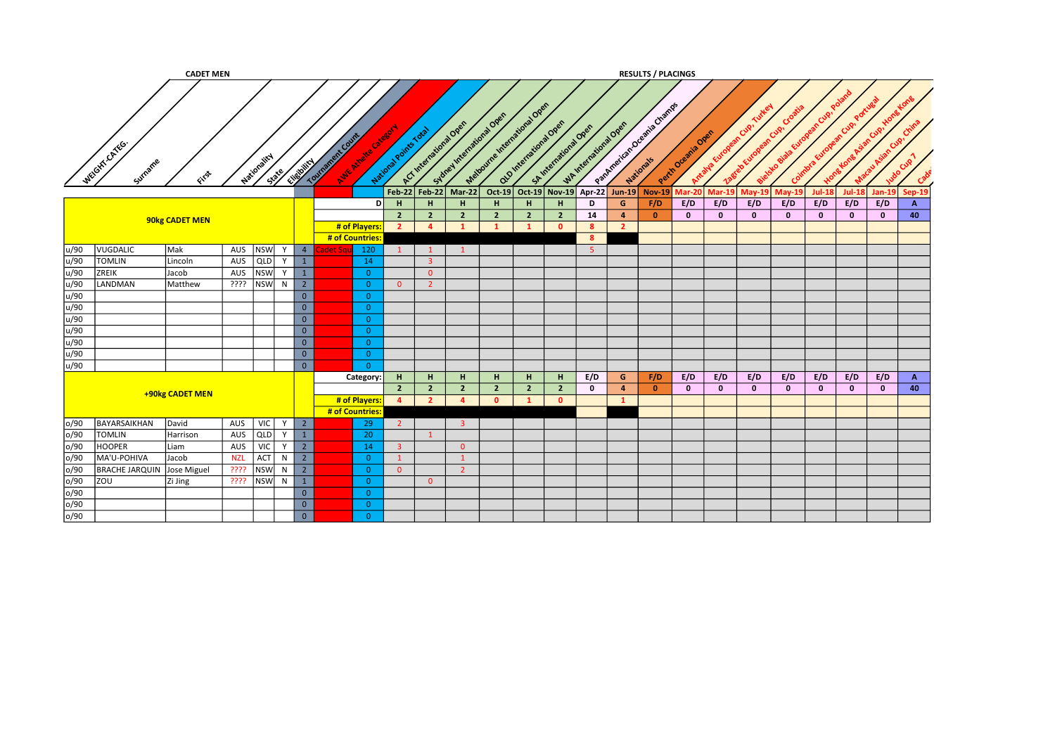**CADET MEN** | **RESULTS / PLACINGS**

| WEIGHT-CATEG. | Surname | First | Nationality | State | Eligibility | Tournament Count | AWE Athlete Category | National Points Total | ACT International Open | Sydney International Open | Melbourne International Open | QLD International Open | SA International Open | WA International Open | PanAmerican-Oceania Champs | Nationals | Perth Oceania Open | Antalya European Cup, Turkey | Zagreb European Cup, Croatia | Bielsko Biala European Cup, Poland | Coimbra European Cup, Portugal | Hong Kong Asian Cup, Hong Kong | Macau Asian Cup, China | Judo Cup 7 | Cade |
|---|---|---|---|---|---|---|---|---|---|---|---|---|---|---|---|---|---|---|---|---|---|---|---|---|---|
| | | | | | | | | | Feb-22 | Feb-22 | Mar-22 | Oct-19 | Oct-19 | Nov-19 | Apr-22 | Jun-19 | Nov-19 | Mar-20 | Mar-19 | May-19 | May-19 | Jul-18 | Jul-18 | Jan-19 | Sep-19 |
| **90kg CADET MEN** | | | | | | | | D | H | H | H | H | H | H | D | G | F/D | E/D | E/D | E/D | E/D | E/D | E/D | E/D | A |
| | | | | | | | | | 2 | 2 | 2 | 2 | 2 | 2 | 14 | 4 | 0 | 0 | 0 | 0 | 0 | 0 | 0 | 0 | 40 |
| | | | | | | | | # of Players: | 2 | 4 | 1 | 1 | 1 | 0 | 8 | 2 | | | | | | | | | |
| | | | | | | | | # of Countries: | | | | | | | 8 | | | | | | | | | | |
| u/90 | VUGDALIC | Mak | AUS | NSW | Y | 4 | Cadet Squ | 120 | 1 | 1 | 1 | | | | 5 | | | | | | | | | | |
| u/90 | TOMLIN | Lincoln | AUS | QLD | Y | 1 | | 14 | | 3 | | | | | | | | | | | | | | | |
| u/90 | ZREIK | Jacob | AUS | NSW | Y | 1 | | 0 | | 0 | | | | | | | | | | | | | | | |
| u/90 | LANDMAN | Matthew | ???? | NSW | N | 2 | | 0 | 0 | 2 | | | | | | | | | | | | | | | |
| u/90 | | | | | | 0 | | 0 | | | | | | | | | | | | | | | | | |
| u/90 | | | | | | 0 | | 0 | | | | | | | | | | | | | | | | | |
| u/90 | | | | | | 0 | | 0 | | | | | | | | | | | | | | | | | |
| u/90 | | | | | | 0 | | 0 | | | | | | | | | | | | | | | | | |
| u/90 | | | | | | 0 | | 0 | | | | | | | | | | | | | | | | | |
| u/90 | | | | | | 0 | | 0 | | | | | | | | | | | | | | | | | |
| u/90 | | | | | | 0 | | 0 | | | | | | | | | | | | | | | | | |
| **+90kg CADET MEN** | | | | | | | | Category: | H | H | H | H | H | H | E/D | G | F/D | E/D | E/D | E/D | E/D | E/D | E/D | E/D | A |
| | | | | | | | | | 2 | 2 | 2 | 2 | 2 | 2 | 0 | 4 | 0 | 0 | 0 | 0 | 0 | 0 | 0 | 0 | 40 |
| | | | | | | | | # of Players: | 4 | 2 | 4 | 0 | 1 | 0 | | 1 | | | | | | | | | |
| | | | | | | | | # of Countries: | | | | | | | | | | | | | | | | | |
| o/90 | BAYARSAIKHAN | David | AUS | VIC | Y | 2 | | 29 | 2 | | 3 | | | | | | | | | | | | | | |
| o/90 | TOMLIN | Harrison | AUS | QLD | Y | 1 | | 20 | | 1 | | | | | | | | | | | | | | | |
| o/90 | HOOPER | Liam | AUS | VIC | Y | 2 | | 14 | 3 | | 0 | | | | | | | | | | | | | | |
| o/90 | MA'U-POHIVA | Jacob | NZL | ACT | N | 2 | | 0 | 1 | | 1 | | | | | | | | | | | | | | |
| o/90 | BRACHE JARQUIN | Jose Miguel | ???? | NSW | N | 2 | | 0 | 0 | | 2 | | | | | | | | | | | | | | |
| o/90 | ZOU | Zi Jing | ???? | NSW | N | 1 | | 0 | | 0 | | | | | | | | | | | | | | | |
| o/90 | | | | | | 0 | | 0 | | | | | | | | | | | | | | | | | |
| o/90 | | | | | | 0 | | 0 | | | | | | | | | | | | | | | | | |
| o/90 | | | | | | 0 | | 0 | | | | | | | | | | | | | | | | | |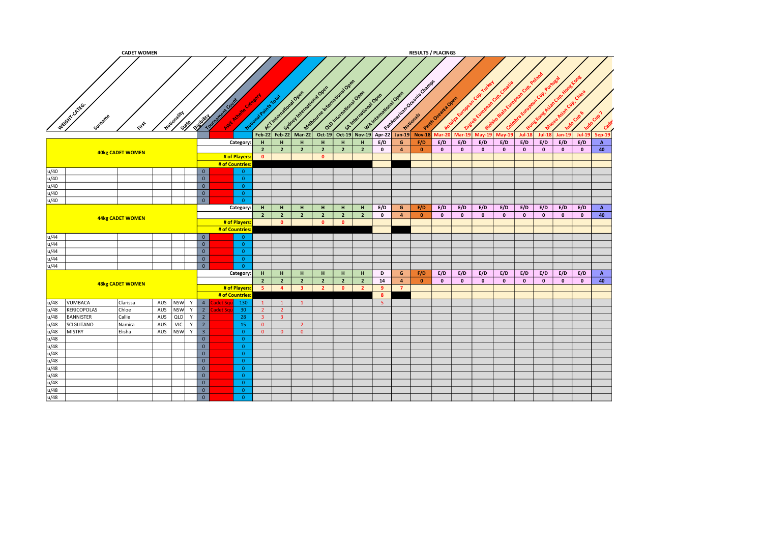**CADET WOMEN** — **RESULTS / PLACINGS**

| WEIGHT-CATEG. | Surname | First | Nationality | State | Eligibility | Tournament Count | AWF Athlete Category | National Points Total | ACT International Open | Sydney International Open | Melbourne International Open | QLD International Open | SA International Open | WA International Open | PanAmerican-Oceania Champs | Nationals | Perth Oceania Open | Antalya European Cup, Turkey | Zagreb European Cup, Croatia | Bielsko Biala European Cup, Poland | Coimbra European Cup, Portugal | Hong Kong Asian Cup, Hong Kong | Macau Asian Cup, China | Judo Cup 6 | Judo Cup 7 | Cadet |
|---|---|---|---|---|---|---|---|---|---|---|---|---|---|---|---|---|---|---|---|---|---|---|---|---|---|---|
| | | | | | | | | | Feb-22 | Feb-22 | Mar-22 | Oct-19 | Oct-19 | Nov-19 | Apr-22 | Jun-19 | Nov-18 | Mar-20 | Mar-19 | May-19 | May-19 | Jul-18 | Jul-18 | Jan-19 | Jul-19 | Sep-19 |
| **40kg CADET WOMEN** | | | | | | | | Category: | H | H | H | H | H | H | E/D | G | F/D | E/D | E/D | E/D | E/D | E/D | E/D | E/D | E/D | A |
| | | | | | | | | | 2 | 2 | 2 | 2 | 2 | 2 | 0 | 4 | 0 | 0 | 0 | 0 | 0 | 0 | 0 | 0 | 0 | 40 |
| | | | | | | | | # of Players: | 0 | | | 0 | | | | | | | | | | | | | | |
| | | | | | | | | # of Countries: | | | | | | | | | | | | | | | | | | |
| u/40 | | | | | | 0 | | 0 | | | | | | | | | | | | | | | | | | |
| u/40 | | | | | | 0 | | 0 | | | | | | | | | | | | | | | | | | |
| u/40 | | | | | | 0 | | 0 | | | | | | | | | | | | | | | | | | |
| u/40 | | | | | | 0 | | 0 | | | | | | | | | | | | | | | | | | |
| u/40 | | | | | | 0 | | 0 | | | | | | | | | | | | | | | | | | |
| **44kg CADET WOMEN** | | | | | | | | Category: | H | H | H | H | H | H | E/D | G | F/D | E/D | E/D | E/D | E/D | E/D | E/D | E/D | E/D | A |
| | | | | | | | | | 2 | 2 | 2 | 2 | 2 | 2 | 0 | 4 | 0 | 0 | 0 | 0 | 0 | 0 | 0 | 0 | 0 | 40 |
| | | | | | | | | # of Players: | | 0 | | 0 | 0 | | | | | | | | | | | | | |
| | | | | | | | | # of Countries: | | | | | | | | | | | | | | | | | | |
| u/44 | | | | | | 0 | | 0 | | | | | | | | | | | | | | | | | | |
| u/44 | | | | | | 0 | | 0 | | | | | | | | | | | | | | | | | | |
| u/44 | | | | | | 0 | | 0 | | | | | | | | | | | | | | | | | | |
| u/44 | | | | | | 0 | | 0 | | | | | | | | | | | | | | | | | | |
| u/44 | | | | | | 0 | | 0 | | | | | | | | | | | | | | | | | | |
| **48kg CADET WOMEN** | | | | | | | | Category: | H | H | H | H | H | H | D | G | F/D | E/D | E/D | E/D | E/D | E/D | E/D | E/D | E/D | A |
| | | | | | | | | | 2 | 2 | 2 | 2 | 2 | 2 | 14 | 4 | 0 | 0 | 0 | 0 | 0 | 0 | 0 | 0 | 0 | 40 |
| | | | | | | | | # of Players: | 5 | 4 | 3 | 2 | 0 | 2 | 9 | 7 | | | | | | | | | | |
| | | | | | | | | # of Countries: | | | | | | | 8 | | | | | | | | | | | |
| u/48 | VUMBACA | Clarissa | AUS | NSW | Y | 4 | Cadet Squ | 130 | 1 | 1 | 1 | | | | 5 | | | | | | | | | | | |
| u/48 | KERICOPOLAS | Chloe | AUS | NSW | Y | 2 | Cadet Squ | 30 | 2 | 2 | | | | | | | | | | | | | | | | |
| u/48 | BANNISTER | Callie | AUS | QLD | Y | 2 | | 28 | 3 | 3 | | | | | | | | | | | | | | | | |
| u/48 | SCIGLITANO | Namira | AUS | VIC | Y | 2 | | 15 | 0 | | 2 | | | | | | | | | | | | | | | |
| u/48 | MISTRY | Elisha | AUS | NSW | Y | 3 | | 0 | 0 | 0 | 0 | | | | | | | | | | | | | | | |
| u/48 | | | | | | 0 | | 0 | | | | | | | | | | | | | | | | | | |
| u/48 | | | | | | 0 | | 0 | | | | | | | | | | | | | | | | | | |
| u/48 | | | | | | 0 | | 0 | | | | | | | | | | | | | | | | | | |
| u/48 | | | | | | 0 | | 0 | | | | | | | | | | | | | | | | | | |
| u/48 | | | | | | 0 | | 0 | | | | | | | | | | | | | | | | | | |
| u/48 | | | | | | 0 | | 0 | | | | | | | | | | | | | | | | | | |
| u/48 | | | | | | 0 | | 0 | | | | | | | | | | | | | | | | | | |
| u/48 | | | | | | 0 | | 0 | | | | | | | | | | | | | | | | | | |
| u/48 | | | | | | 0 | | 0 | | | | | | | | | | | | | | | | | | |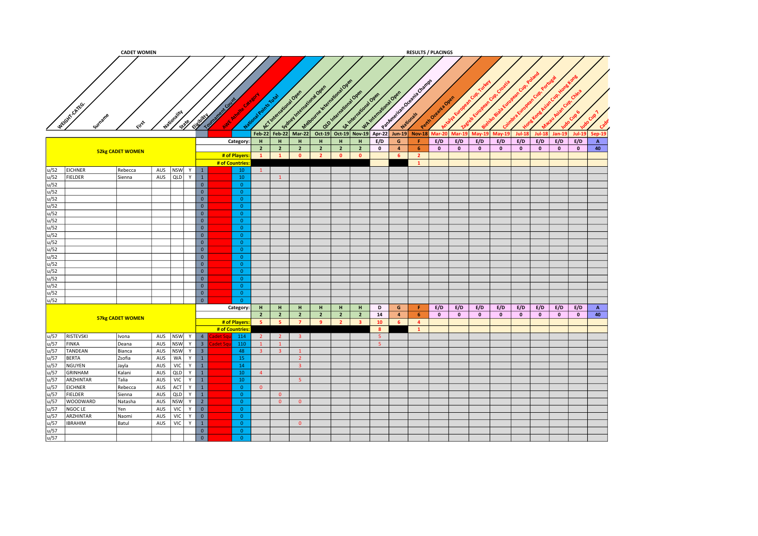CADET WOMEN

RESULTS / PLACINGS

| WEIGHT-CATEG. | Surname | First | Nationality | State | Eligibility | Tournament Count | AWE Athlete Category | National Points Total | ACT International Open | Sydney International Open | Melbourne International Open | QLD International Open | SA International Open | WA International Open | PanAmerican-Oceania Champs | Nationals | Perth Oceania Open | Antalya European Cup, Turkey | Zagreb European Cup, Croatia | Bielsko Biala European Cup, Poland | Coimbra European Cup, Portugal | Hong Kong Asian Cup, Hong Kong | Macau Asian Cup, China | Judo Cup 6 | Judo Cup 7 | Cadet |
|---|---|---|---|---|---|---|---|---|---|---|---|---|---|---|---|---|---|---|---|---|---|---|---|---|---|---|
| | | | | | | | | | Feb-22 | Feb-22 | Mar-22 | Oct-19 | Oct-19 | Nov-19 | Apr-22 | Jun-19 | Nov-18 | Mar-20 | Mar-19 | May-19 | May-19 | Jul-18 | Jul-18 | Jan-19 | Jul-19 | Sep-19 |
| **52kg CADET WOMEN** | | | | | | | | Category: | H | H | H | H | H | H | E/D | G | F | E/D | E/D | E/D | E/D | E/D | E/D | E/D | E/D | A |
| | | | | | | | | | 2 | 2 | 2 | 2 | 2 | 2 | 0 | 4 | 6 | 0 | 0 | 0 | 0 | 0 | 0 | 0 | 0 | 40 |
| | | | | | | | | # of Players: | 1 | 1 | 0 | 2 | 0 | 0 | | 6 | 2 | | | | | | | | | |
| | | | | | | | | # of Countries: | | | | | | | | | 1 | | | | | | | | | |
| u/52 | EICHNER | Rebecca | AUS | NSW | Y | 1 | | 10 | 1 | | | | | | | | | | | | | | | | | |
| u/52 | FIELDER | Sienna | AUS | QLD | Y | 1 | | 10 | | 1 | | | | | | | | | | | | | | | | |
| u/52 | | | | | | 0 | | 0 | | | | | | | | | | | | | | | | | | |
| u/52 | | | | | | 0 | | 0 | | | | | | | | | | | | | | | | | | |
| u/52 | | | | | | 0 | | 0 | | | | | | | | | | | | | | | | | | |
| u/52 | | | | | | 0 | | 0 | | | | | | | | | | | | | | | | | | |
| u/52 | | | | | | 0 | | 0 | | | | | | | | | | | | | | | | | | |
| u/52 | | | | | | 0 | | 0 | | | | | | | | | | | | | | | | | | |
| u/52 | | | | | | 0 | | 0 | | | | | | | | | | | | | | | | | | |
| u/52 | | | | | | 0 | | 0 | | | | | | | | | | | | | | | | | | |
| u/52 | | | | | | 0 | | 0 | | | | | | | | | | | | | | | | | | |
| u/52 | | | | | | 0 | | 0 | | | | | | | | | | | | | | | | | | |
| u/52 | | | | | | 0 | | 0 | | | | | | | | | | | | | | | | | | |
| u/52 | | | | | | 0 | | 0 | | | | | | | | | | | | | | | | | | |
| u/52 | | | | | | 0 | | 0 | | | | | | | | | | | | | | | | | | |
| u/52 | | | | | | 0 | | 0 | | | | | | | | | | | | | | | | | | |
| u/52 | | | | | | 0 | | 0 | | | | | | | | | | | | | | | | | | |
| u/52 | | | | | | 0 | | 0 | | | | | | | | | | | | | | | | | | |
| u/52 | | | | | | 0 | | 0 | | | | | | | | | | | | | | | | | | |
| **57kg CADET WOMEN** | | | | | | | | Category: | H | H | H | H | H | H | D | G | F | E/D | E/D | E/D | E/D | E/D | E/D | E/D | E/D | A |
| | | | | | | | | | 2 | 2 | 2 | 2 | 2 | 2 | 14 | 4 | 6 | 0 | 0 | 0 | 0 | 0 | 0 | 0 | 0 | 40 |
| | | | | | | | | # of Players: | 5 | 5 | 7 | 9 | 2 | 3 | 10 | 6 | 4 | | | | | | | | | |
| | | | | | | | | # of Countries: | | | | | | | 8 | | 1 | | | | | | | | | |
| u/57 | RISTEVSKI | Ivona | AUS | NSW | Y | 4 | Cadet Squ | 114 | 2 | 2 | 3 | | | | 5 | | | | | | | | | | | |
| u/57 | FINKA | Deana | AUS | NSW | Y | 3 | Cadet Squ | 110 | 1 | 1 | | | | | 5 | | | | | | | | | | | |
| u/57 | TANDEAN | Bianca | AUS | NSW | Y | 3 | | 48 | 3 | 3 | 1 | | | | | | | | | | | | | | | |
| u/57 | BERTA | Zsofia | AUS | WA | Y | 1 | | 15 | | | 2 | | | | | | | | | | | | | | | |
| u/57 | NGUYEN | Jayla | AUS | VIC | Y | 1 | | 14 | | | 3 | | | | | | | | | | | | | | | |
| u/57 | GRINHAM | Kalani | AUS | QLD | Y | 1 | | 10 | 4 | | | | | | | | | | | | | | | | | |
| u/57 | ARZHINTAR | Talia | AUS | VIC | Y | 1 | | 10 | | | 5 | | | | | | | | | | | | | | | |
| u/57 | EICHNER | Rebecca | AUS | ACT | Y | 1 | | 0 | 0 | | | | | | | | | | | | | | | | | |
| u/57 | FIELDER | Sienna | AUS | QLD | Y | 1 | | 0 | | 0 | | | | | | | | | | | | | | | | |
| u/57 | WOODWARD | Natasha | AUS | NSW | Y | 2 | | 0 | | 0 | 0 | | | | | | | | | | | | | | | |
| u/57 | NGOC LE | Yen | AUS | VIC | Y | 0 | | 0 | | | | | | | | | | | | | | | | | | |
| u/57 | ARZHINTAR | Naomi | AUS | VIC | Y | 0 | | 0 | | | | | | | | | | | | | | | | | | |
| u/57 | IBRAHIM | Batul | AUS | VIC | Y | 1 | | 0 | | | 0 | | | | | | | | | | | | | | | |
| u/57 | | | | | | 0 | | 0 | | | | | | | | | | | | | | | | | | |
| u/57 | | | | | | 0 | | 0 | | | | | | | | | | | | | | | | | | |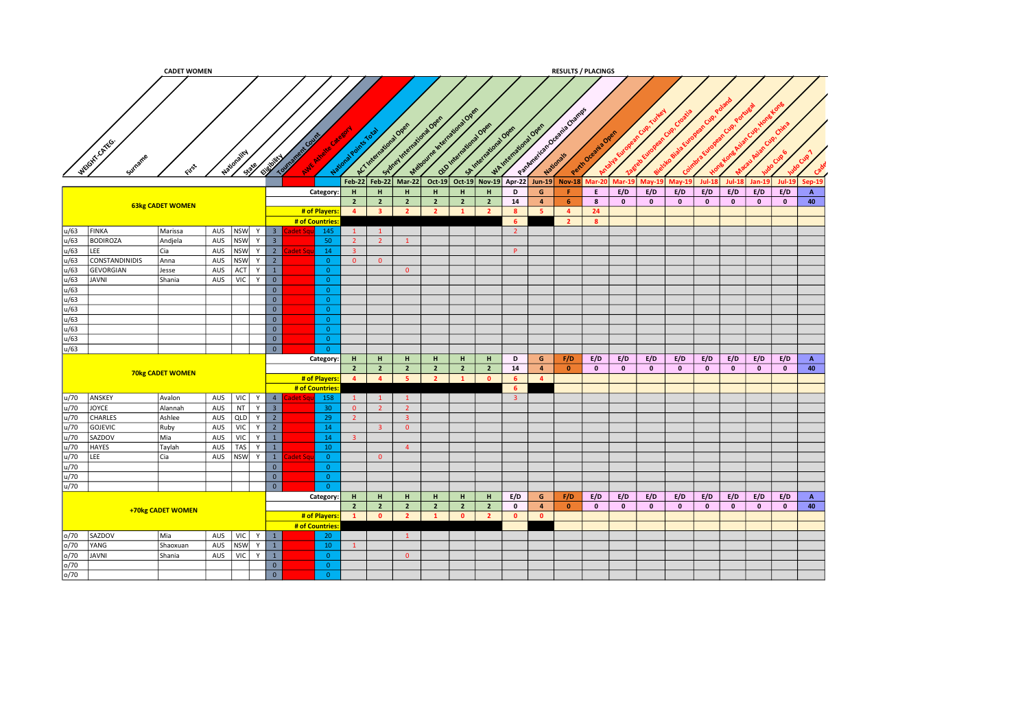CADET WOMEN

RESULTS / PLACINGS

| WEIGHT-CATEG. | Surname | First | Nationality | State | Eligibility | Tournament Count | AWE Athlete Category | National Points Total | ACT International Open | Sydney International Open | Melbourne International Open | QLD International Open | SA International Open | WA International Open | PanAmerican-Oceania Champs | Nationals | Perth Oceania Open | Antalya European Cup, Turkey | Zagreb European Cup, Croatia | Bielsko Biala European Cup, Poland | Coimbra European Cup, Portugal | Hong Kong Asian Cup, Hong Kong | Macau Asian Cup, China | Judo Cup 6 | Judo Cup 7 | Cade |
|---|---|---|---|---|---|---|---|---|---|---|---|---|---|---|---|---|---|---|---|---|---|---|---|---|---|---|
| | | | | | | | | | Feb-22 | Feb-22 | Mar-22 | Oct-19 | Oct-19 | Nov-19 | Apr-22 | Jun-19 | Nov-18 | Mar-20 | Mar-19 | May-19 | May-19 | Jul-18 | Jul-18 | Jan-19 | Jul-19 | Sep-19 |
| 63kg CADET WOMEN | | | | | | | | Category: | H | H | H | H | H | H | D | G | F | E | E/D | E/D | E/D | E/D | E/D | E/D | E/D | A |
| | | | | | | | | | 2 | 2 | 2 | 2 | 2 | 2 | 14 | 4 | 6 | 8 | 0 | 0 | 0 | 0 | 0 | 0 | 0 | 40 |
| | | | | | | | | # of Players: | 4 | 3 | 2 | 2 | 1 | 2 | 8 | 5 | 4 | 24 | | | | | | | | |
| | | | | | | | | # of Countries: | | | | | | | 6 | | 2 | 8 | | | | | | | | |
| u/63 | FINKA | Marissa | AUS | NSW | Y | 3 | Cadet Squ | 145 | 1 | 1 | | | | | 2 | | | | | | | | | | | |
| u/63 | BODIROZA | Andjela | AUS | NSW | Y | 3 | | 50 | 2 | 2 | 1 | | | | | | | | | | | | | | | |
| u/63 | LEE | Cia | AUS | NSW | Y | 2 | Cadet Squ | 14 | 3 | | | | | | P | | | | | | | | | | | |
| u/63 | CONSTANDINIDIS | Anna | AUS | NSW | Y | 2 | | 0 | 0 | 0 | | | | | | | | | | | | | | | | |
| u/63 | GEVORGIAN | Jesse | AUS | ACT | Y | 1 | | 0 | | | 0 | | | | | | | | | | | | | | | |
| u/63 | JAVNI | Shania | AUS | VIC | Y | 0 | | 0 | | | | | | | | | | | | | | | | | | |
| u/63 | | | | | | 0 | | 0 | | | | | | | | | | | | | | | | | | |
| u/63 | | | | | | 0 | | 0 | | | | | | | | | | | | | | | | | | |
| u/63 | | | | | | 0 | | 0 | | | | | | | | | | | | | | | | | | |
| u/63 | | | | | | 0 | | 0 | | | | | | | | | | | | | | | | | | |
| u/63 | | | | | | 0 | | 0 | | | | | | | | | | | | | | | | | | |
| u/63 | | | | | | 0 | | 0 | | | | | | | | | | | | | | | | | | |
| u/63 | | | | | | 0 | | 0 | | | | | | | | | | | | | | | | | | |
| 70kg CADET WOMEN | | | | | | | | Category: | H | H | H | H | H | H | D | G | F/D | E/D | E/D | E/D | E/D | E/D | E/D | E/D | E/D | A |
| | | | | | | | | | 2 | 2 | 2 | 2 | 2 | 2 | 14 | 4 | 0 | 0 | 0 | 0 | 0 | 0 | 0 | 0 | 0 | 40 |
| | | | | | | | | # of Players: | 4 | 4 | 5 | 2 | 1 | 0 | 6 | 4 | | | | | | | | | | |
| | | | | | | | | # of Countries: | | | | | | | 6 | | | | | | | | | | | |
| u/70 | ANSKEY | Avalon | AUS | VIC | Y | 4 | Cadet Squ | 158 | 1 | 1 | 1 | | | | 3 | | | | | | | | | | | |
| u/70 | JOYCE | Alannah | AUS | NT | Y | 3 | | 30 | 0 | 2 | 2 | | | | | | | | | | | | | | | |
| u/70 | CHARLES | Ashlee | AUS | QLD | Y | 2 | | 29 | 2 | | 3 | | | | | | | | | | | | | | | |
| u/70 | GOJEVIC | Ruby | AUS | VIC | Y | 2 | | 14 | | 3 | 0 | | | | | | | | | | | | | | | |
| u/70 | SAZDOV | Mia | AUS | VIC | Y | 1 | | 14 | 3 | | | | | | | | | | | | | | | | | |
| u/70 | HAYES | Taylah | AUS | TAS | Y | 1 | | 10 | | | 4 | | | | | | | | | | | | | | | |
| u/70 | LEE | Cia | AUS | NSW | Y | 1 | Cadet Squ | 0 | | 0 | | | | | | | | | | | | | | | | |
| u/70 | | | | | | 0 | | 0 | | | | | | | | | | | | | | | | | | |
| u/70 | | | | | | 0 | | 0 | | | | | | | | | | | | | | | | | | |
| u/70 | | | | | | 0 | | 0 | | | | | | | | | | | | | | | | | | |
| +70kg CADET WOMEN | | | | | | | | Category: | H | H | H | H | H | H | E/D | G | F/D | E/D | E/D | E/D | E/D | E/D | E/D | E/D | E/D | A |
| | | | | | | | | | 2 | 2 | 2 | 2 | 2 | 2 | 0 | 4 | 0 | 0 | 0 | 0 | 0 | 0 | 0 | 0 | 0 | 40 |
| | | | | | | | | # of Players: | 1 | 0 | 2 | 1 | 0 | 2 | 0 | 0 | | | | | | | | | | |
| | | | | | | | | # of Countries: | | | | | | | | | | | | | | | | | | |
| o/70 | SAZDOV | Mia | AUS | VIC | Y | 1 | | 20 | | | 1 | | | | | | | | | | | | | | | |
| o/70 | YANG | Shaoxuan | AUS | NSW | Y | 1 | | 10 | 1 | | | | | | | | | | | | | | | | | |
| o/70 | JAVNI | Shania | AUS | VIC | Y | 1 | | 0 | | | 0 | | | | | | | | | | | | | | | |
| o/70 | | | | | | 0 | | 0 | | | | | | | | | | | | | | | | | | |
| o/70 | | | | | | 0 | | 0 | | | | | | | | | | | | | | | | | | |